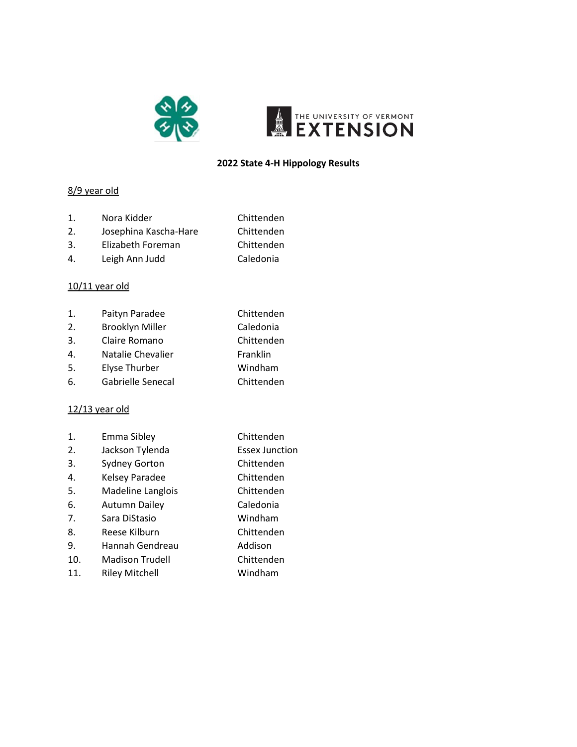# 2022 State 4-H Hippology Results

## 8/9 year old

1. Nora Kidder — Chittenden
2. Josephina Kascha-Hare — Chittenden
3. Elizabeth Foreman — Chittenden
4. Leigh Ann Judd — Caledonia

## 10/11 year old

1. Paityn Paradee — Chittenden
2. Brooklyn Miller — Caledonia
3. Claire Romano — Chittenden
4. Natalie Chevalier — Franklin
5. Elyse Thurber — Windham
6. Gabrielle Senecal — Chittenden

## 12/13 year old

1. Emma Sibley — Chittenden
2. Jackson Tylenda — Essex Junction
3. Sydney Gorton — Chittenden
4. Kelsey Paradee — Chittenden
5. Madeline Langlois — Chittenden
6. Autumn Dailey — Caledonia
7. Sara DiStasio — Windham
8. Reese Kilburn — Chittenden
9. Hannah Gendreau — Addison
10. Madison Trudell — Chittenden
11. Riley Mitchell — Windham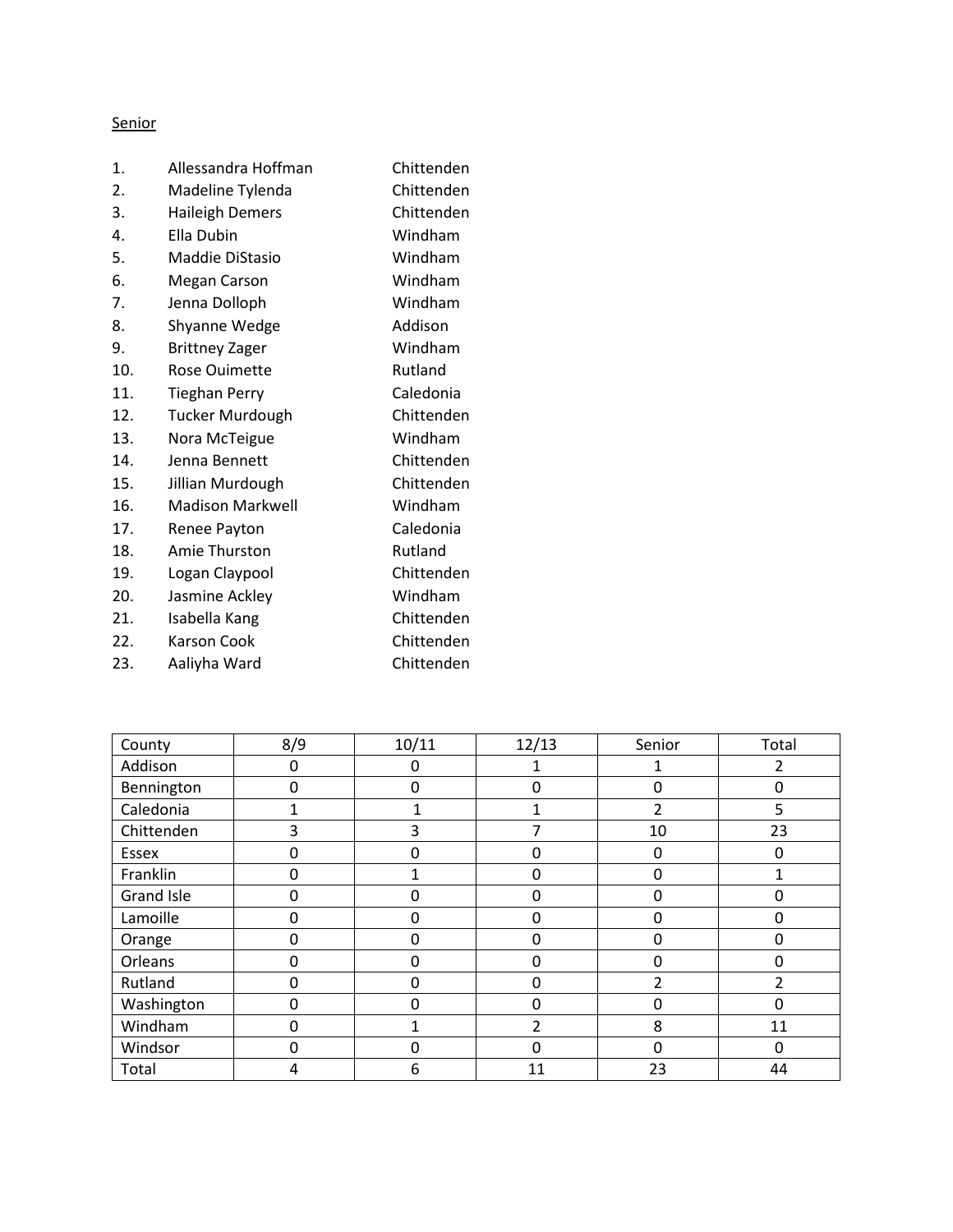Senior

1. Allessandra Hoffman Chittenden
2. Madeline Tylenda Chittenden
3. Haileigh Demers Chittenden
4. Ella Dubin Windham
5. Maddie DiStasio Windham
6. Megan Carson Windham
7. Jenna Dolloph Windham
8. Shyanne Wedge Addison
9. Brittney Zager Windham
10. Rose Ouimette Rutland
11. Tieghan Perry Caledonia
12. Tucker Murdough Chittenden
13. Nora McTeigue Windham
14. Jenna Bennett Chittenden
15. Jillian Murdough Chittenden
16. Madison Markwell Windham
17. Renee Payton Caledonia
18. Amie Thurston Rutland
19. Logan Claypool Chittenden
20. Jasmine Ackley Windham
21. Isabella Kang Chittenden
22. Karson Cook Chittenden
23. Aaliyha Ward Chittenden

| County | 8/9 | 10/11 | 12/13 | Senior | Total |
|---|---|---|---|---|---|
| Addison | 0 | 0 | 1 | 1 | 2 |
| Bennington | 0 | 0 | 0 | 0 | 0 |
| Caledonia | 1 | 1 | 1 | 2 | 5 |
| Chittenden | 3 | 3 | 7 | 10 | 23 |
| Essex | 0 | 0 | 0 | 0 | 0 |
| Franklin | 0 | 1 | 0 | 0 | 1 |
| Grand Isle | 0 | 0 | 0 | 0 | 0 |
| Lamoille | 0 | 0 | 0 | 0 | 0 |
| Orange | 0 | 0 | 0 | 0 | 0 |
| Orleans | 0 | 0 | 0 | 0 | 0 |
| Rutland | 0 | 0 | 0 | 2 | 2 |
| Washington | 0 | 0 | 0 | 0 | 0 |
| Windham | 0 | 1 | 2 | 8 | 11 |
| Windsor | 0 | 0 | 0 | 0 | 0 |
| Total | 4 | 6 | 11 | 23 | 44 |